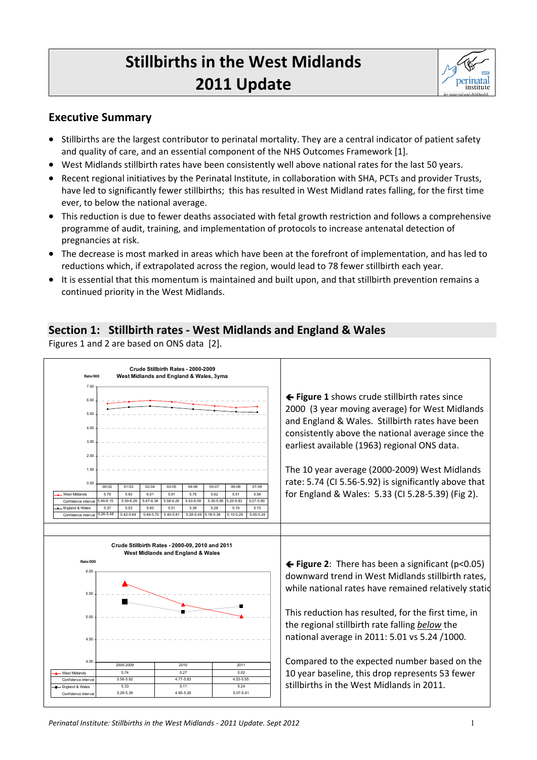# Stillbirths in the West Midlands 2011 Update

## Executive Summary

- Stillbirths are the largest contributor to perinatal mortality. They are a central indicator of patient safety and quality of care, and an essential component of the NHS Outcomes Framework [1].
- West Midlands stillbirth rates have been consistently well above national rates for the last 50 years.
- Recent regional initiatives by the Perinatal Institute, in collaboration with SHA, PCTs and provider Trusts, have led to significantly fewer stillbirths; this has resulted in West Midland rates falling, for the first time ever, to below the national average.
- This reduction is due to fewer deaths associated with fetal growth restriction and follows a comprehensive programme of audit, training, and implementation of protocols to increase antenatal detection of pregnancies at risk.
- The decrease is most marked in areas which have been at the forefront of implementation, and has led to reductions which, if extrapolated across the region, would lead to 78 fewer stillbirth each year.
- It is essential that this momentum is maintained and built upon, and that stillbirth prevention remains a continued priority in the West Midlands.

## Section 1: Stillbirth rates - West Midlands and England & Wales

Figures 1 and 2 are based on ONS data [2].

**Crude Stillbirth Rates - 2000-2009**
**West Midlands and England & Wales, 3yma**

Rate/000

| | 00-02 | 01-03 | 02-04 | 03-05 | 04-06 | 05-07 | 06-08 | 07-09 |
|---|---|---|---|---|---|---|---|---|
| West Midlands | 5.79 | 5.93 | 6.01 | 5.91 | 5.75 | 5.62 | 5.51 | 5.58 |
| Confidence interval | 5.46-6.15 | 5.59-6.29 | 5.67-6.36 | 5.58-6.26 | 5.43-6.09 | 5.30-5.95 | 5.20-5.83 | 5.27-5.90 |
| England & Wales | 5.37 | 5.53 | 5.60 | 5.51 | 5.38 | 5.28 | 5.19 | 5.15 |
| Confidence interval | 5.26-5.48 | 5.42-5.64 | 5.49-5.70 | 5.40-5.81 | 5.28-5.49 | 5.18-5.38 | 5.10-5.29 | 5.05-5.24 |

← **Figure 1** shows crude stillbirth rates since 2000 (3 year moving average) for West Midlands and England & Wales. Stillbirth rates have been consistently above the national average since the earliest available (1963) regional ONS data.

The 10 year average (2000-2009) West Midlands rate: 5.74 (CI 5.56-5.92) is significantly above that for England & Wales: 5.33 (CI 5.28-5.39) (Fig 2).

**Crude Stillbirth Rates - 2000-09, 2010 and 2011**
**West Midlands and England & Wales**

Rate/000

| | 2000-2009 | 2010 | 2011 |
|---|---|---|---|
| West Midlands | 5.74 | 5.27 | 5.02 |
| Confidence interval | 5.56-5.92 | 4.77-5.83 | 4.53-5.55 |
| England & Wales | 5.33 | 5.11 | 5.24 |
| Confidence interval | 5.28-5.39 | 4.95-5.28 | 5.07-5.41 |

← **Figure 2**: There has been a significant ($p<0.05$) downward trend in West Midlands stillbirth rates, while national rates have remained relatively static

This reduction has resulted, for the first time, in the regional stillbirth rate falling *below* the national average in 2011: 5.01 vs 5.24 /1000.

Compared to the expected number based on the 10 year baseline, this drop represents 53 fewer stillbirths in the West Midlands in 2011.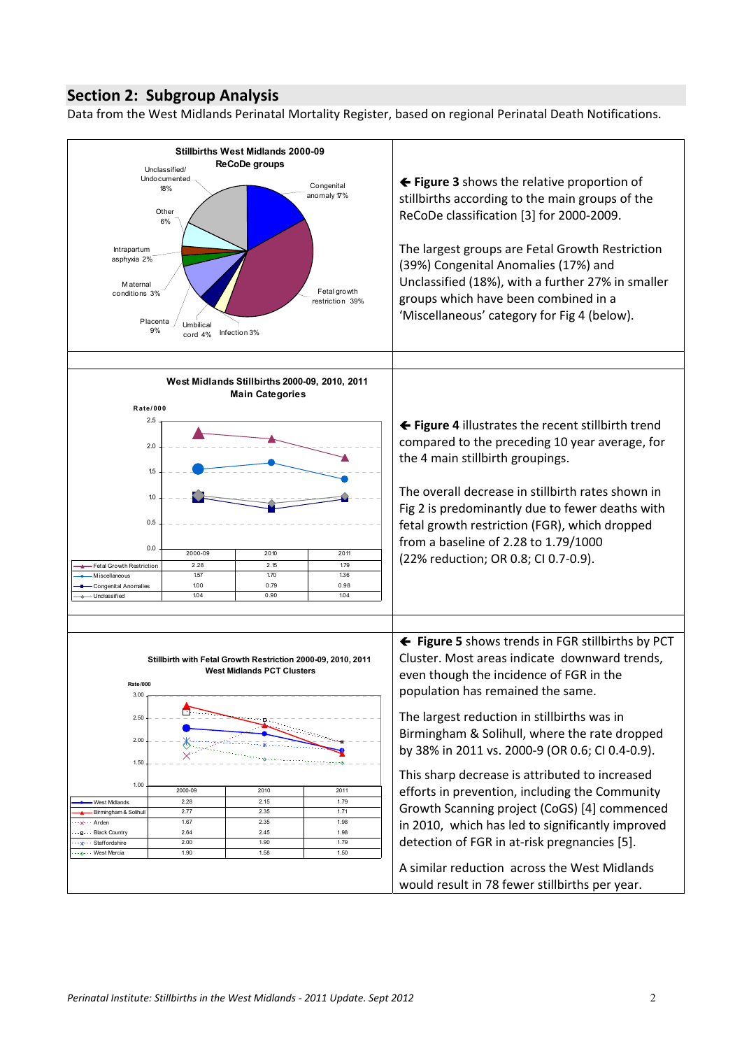## Section 2: Subgroup Analysis

Data from the West Midlands Perinatal Mortality Register, based on regional Perinatal Death Notifications.

**Stillbirths West Midlands 2000-09**
**ReCoDe groups**

Unclassified/Undocumented 18%, Congenital anomaly 17%, Other 6%, Intrapartum asphyxia 2%, Maternal conditions 3%, Placenta 9%, Umbilical cord 4%, Infection 3%, Fetal growth restriction 39%

← **Figure 3** shows the relative proportion of stillbirths according to the main groups of the ReCoDe classification [3] for 2000-2009.

The largest groups are Fetal Growth Restriction (39%) Congenital Anomalies (17%) and Unclassified (18%), with a further 27% in smaller groups which have been combined in a 'Miscellaneous' category for Fig 4 (below).

**West Midlands Stillbirths 2000-09, 2010, 2011**
**Main Categories**

Rate/000

| | 2000-09 | 2010 | 2011 |
|---|---|---|---|
| Fetal Growth Restriction | 2.28 | 2.15 | 1.79 |
| Miscellaneous | 1.57 | 1.70 | 1.36 |
| Congenital Anomalies | 1.00 | 0.79 | 0.98 |
| Unclassified | 1.04 | 0.90 | 1.04 |

← **Figure 4** illustrates the recent stillbirth trend compared to the preceding 10 year average, for the 4 main stillbirth groupings.

The overall decrease in stillbirth rates shown in Fig 2 is predominantly due to fewer deaths with fetal growth restriction (FGR), which dropped from a baseline of 2.28 to 1.79/1000 (22% reduction; OR 0.8; CI 0.7-0.9).

**Stillbirth with Fetal Growth Restriction 2000-09, 2010, 2011**
**West Midlands PCT Clusters**

Rate/000

| | 2000-09 | 2010 | 2011 |
|---|---|---|---|
| West Midlands | 2.28 | 2.15 | 1.79 |
| Birmingham & Solihull | 2.77 | 2.35 | 1.71 |
| Arden | 1.67 | 2.35 | 1.98 |
| Black Country | 2.64 | 2.45 | 1.98 |
| Staffordshire | 2.00 | 1.90 | 1.79 |
| West Mercia | 1.90 | 1.58 | 1.50 |

← **Figure 5** shows trends in FGR stillbirths by PCT Cluster. Most areas indicate downward trends, even though the incidence of FGR in the population has remained the same.

The largest reduction in stillbirths was in Birmingham & Solihull, where the rate dropped by 38% in 2011 vs. 2000-9 (OR 0.6; CI 0.4-0.9).

This sharp decrease is attributed to increased efforts in prevention, including the Community Growth Scanning project (CoGS) [4] commenced in 2010, which has led to significantly improved detection of FGR in at-risk pregnancies [5].

A similar reduction across the West Midlands would result in 78 fewer stillbirths per year.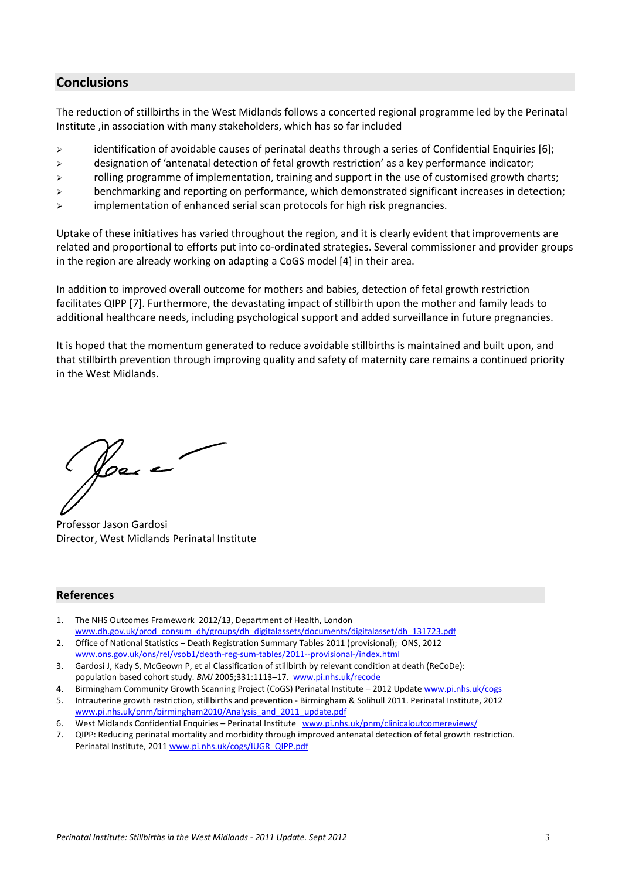## Conclusions

The reduction of stillbirths in the West Midlands follows a concerted regional programme led by the Perinatal Institute ,in association with many stakeholders, which has so far included

- identification of avoidable causes of perinatal deaths through a series of Confidential Enquiries [6];
- designation of 'antenatal detection of fetal growth restriction' as a key performance indicator;
- rolling programme of implementation, training and support in the use of customised growth charts;
- benchmarking and reporting on performance, which demonstrated significant increases in detection;
- implementation of enhanced serial scan protocols for high risk pregnancies.

Uptake of these initiatives has varied throughout the region, and it is clearly evident that improvements are related and proportional to efforts put into co-ordinated strategies. Several commissioner and provider groups in the region are already working on adapting a CoGS model [4] in their area.

In addition to improved overall outcome for mothers and babies, detection of fetal growth restriction facilitates QIPP [7]. Furthermore, the devastating impact of stillbirth upon the mother and family leads to additional healthcare needs, including psychological support and added surveillance in future pregnancies.

It is hoped that the momentum generated to reduce avoidable stillbirths is maintained and built upon, and that stillbirth prevention through improving quality and safety of maternity care remains a continued priority in the West Midlands.

Professor Jason Gardosi
Director, West Midlands Perinatal Institute

## References

1. The NHS Outcomes Framework 2012/13, Department of Health, London www.dh.gov.uk/prod_consum_dh/groups/dh_digitalassets/documents/digitalasset/dh_131723.pdf
2. Office of National Statistics – Death Registration Summary Tables 2011 (provisional); ONS, 2012 www.ons.gov.uk/ons/rel/vsob1/death-reg-sum-tables/2011--provisional-/index.html
3. Gardosi J, Kady S, McGeown P, et al Classification of stillbirth by relevant condition at death (ReCoDe): population based cohort study. *BMJ* 2005;331:1113–17. www.pi.nhs.uk/recode
4. Birmingham Community Growth Scanning Project (CoGS) Perinatal Institute – 2012 Update www.pi.nhs.uk/cogs
5. Intrauterine growth restriction, stillbirths and prevention - Birmingham & Solihull 2011. Perinatal Institute, 2012 www.pi.nhs.uk/pnm/birmingham2010/Analysis_and_2011_update.pdf
6. West Midlands Confidential Enquiries – Perinatal Institute www.pi.nhs.uk/pnm/clinicaloutcomereviews/
7. QIPP: Reducing perinatal mortality and morbidity through improved antenatal detection of fetal growth restriction. Perinatal Institute, 2011 www.pi.nhs.uk/cogs/IUGR_QIPP.pdf